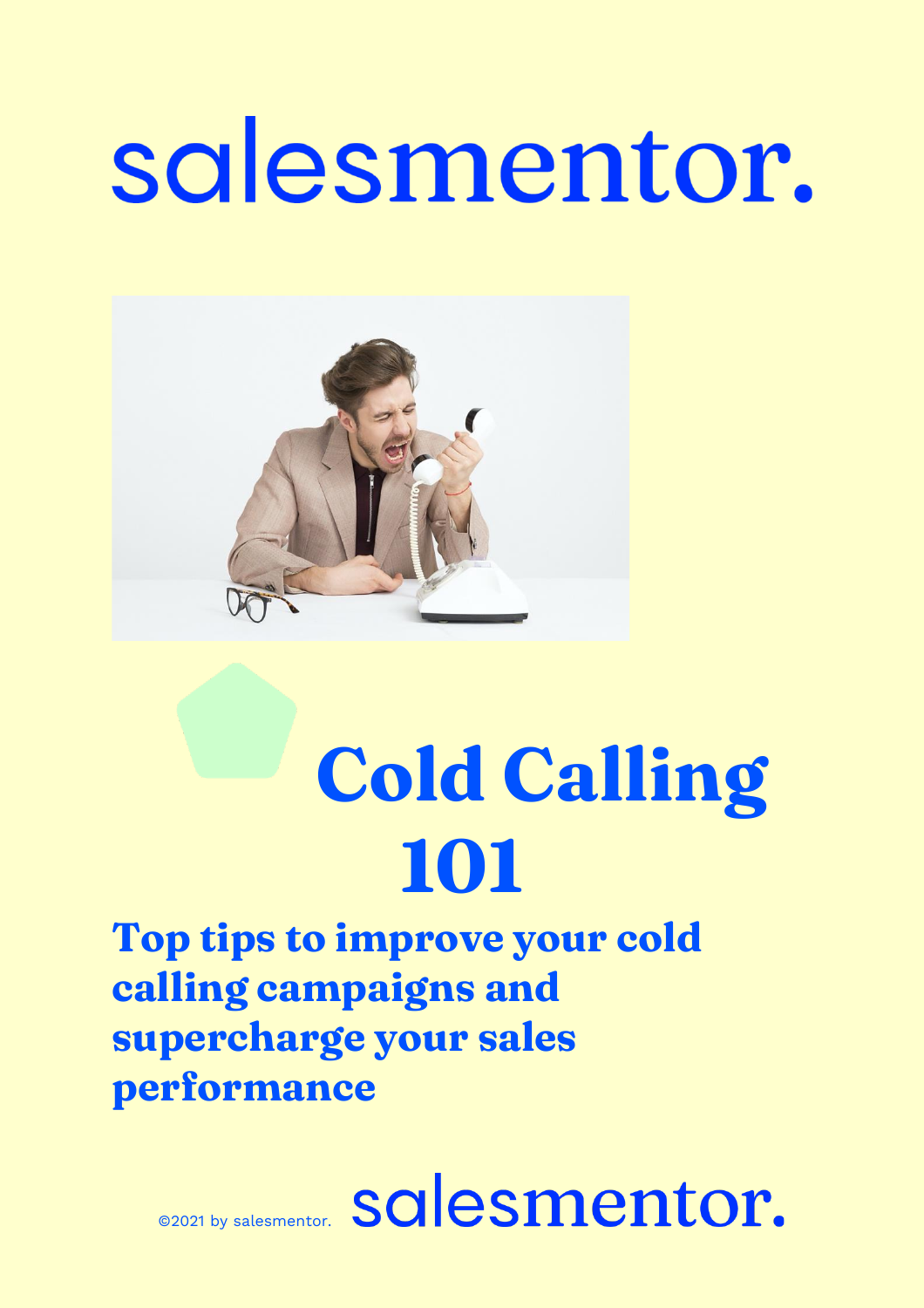salesmentor.

# Cold Calling 101

## Top tips to improve your cold calling campaigns and supercharge your sales performance

©2021 by salesmentor. salesmentor.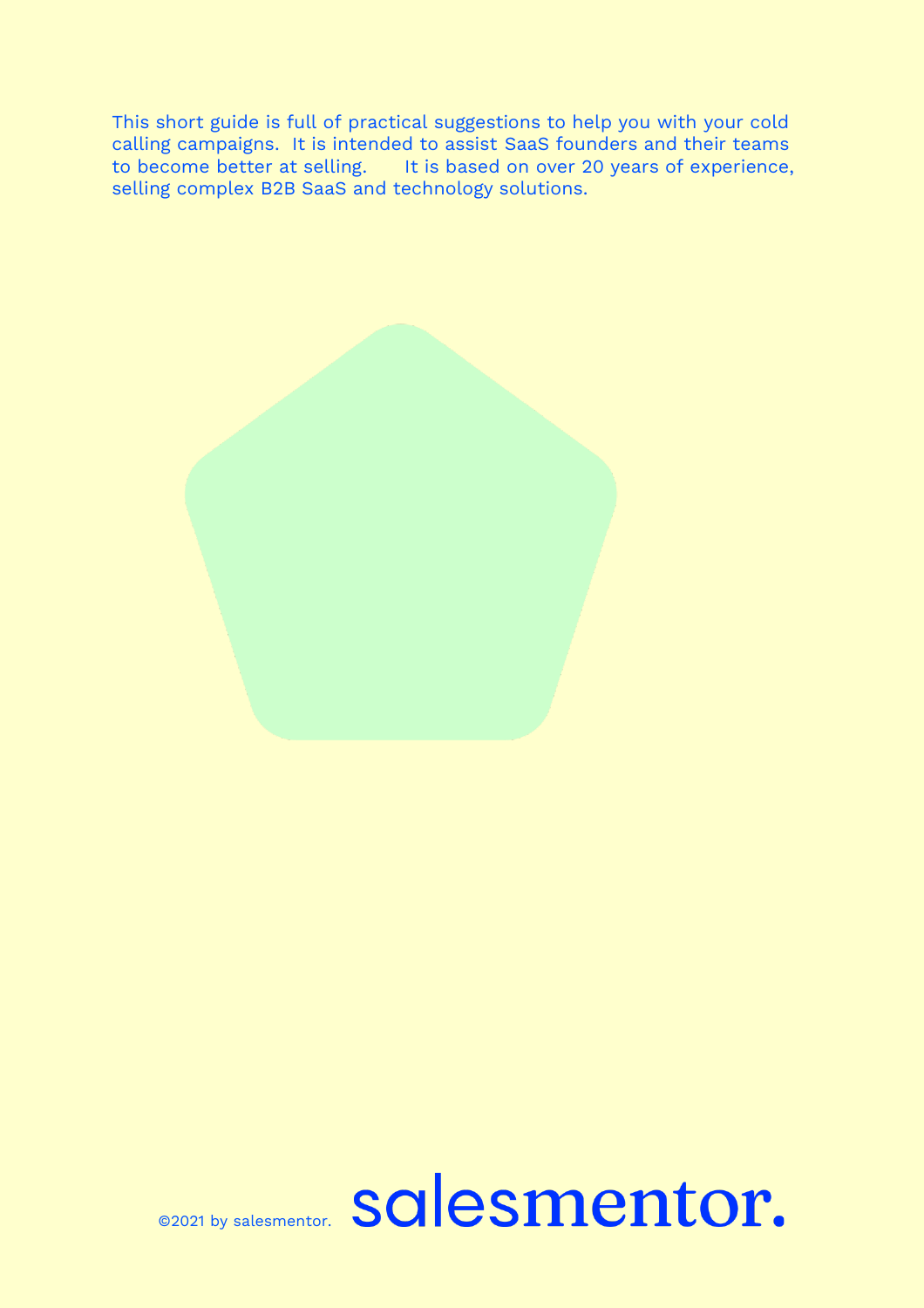This short guide is full of practical suggestions to help you with your cold calling campaigns. It is intended to assist SaaS founders and their teams to become better at selling. It is based on over 20 years of experience, selling complex B2B SaaS and technology solutions.

©2021 by salesmentor.

salesmentor.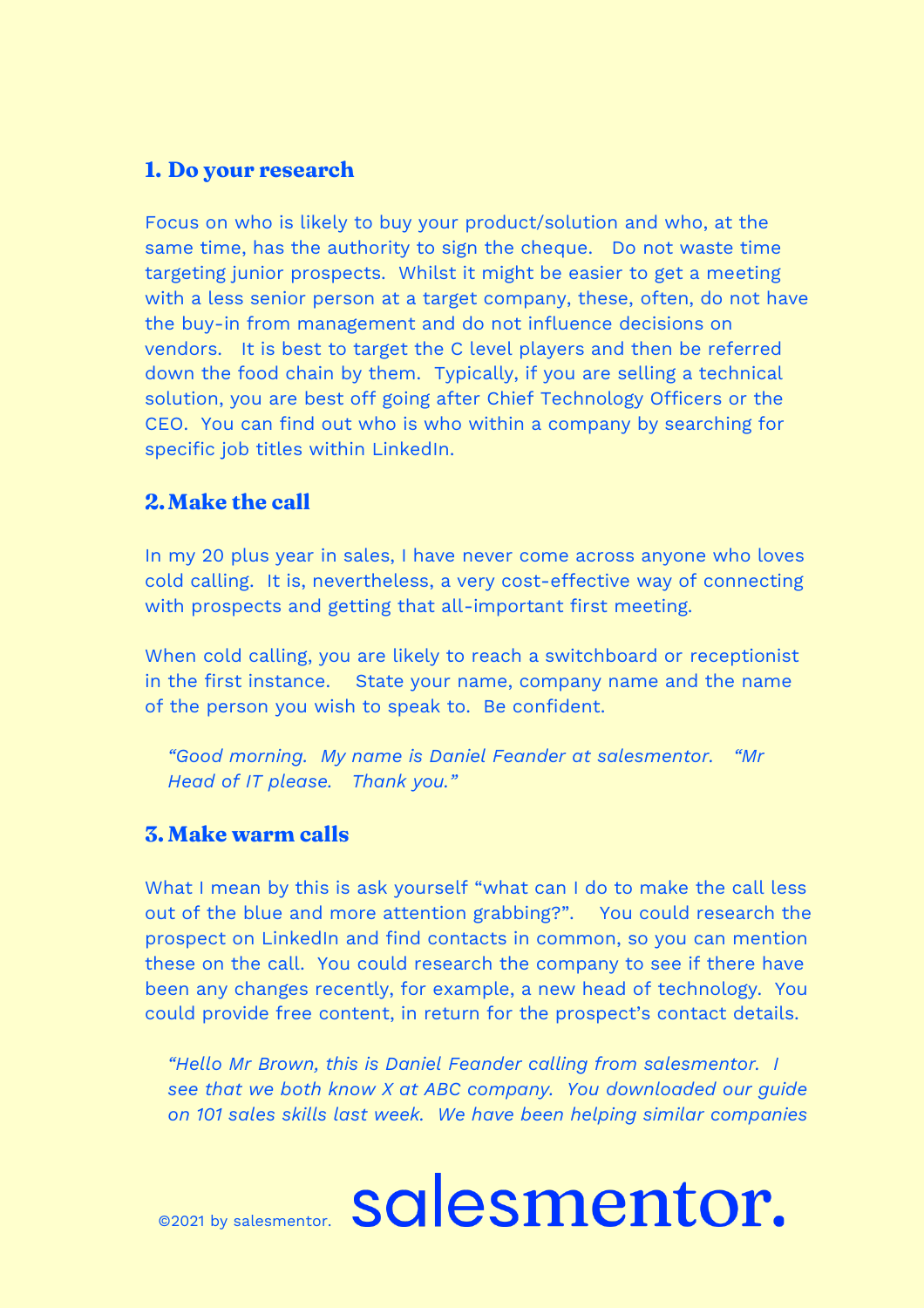## 1. Do your research

Focus on who is likely to buy your product/solution and who, at the same time, has the authority to sign the cheque. Do not waste time targeting junior prospects. Whilst it might be easier to get a meeting with a less senior person at a target company, these, often, do not have the buy-in from management and do not influence decisions on vendors. It is best to target the C level players and then be referred down the food chain by them. Typically, if you are selling a technical solution, you are best off going after Chief Technology Officers or the CEO. You can find out who is who within a company by searching for specific job titles within LinkedIn.

## 2. Make the call

In my 20 plus year in sales, I have never come across anyone who loves cold calling. It is, nevertheless, a very cost-effective way of connecting with prospects and getting that all-important first meeting.

When cold calling, you are likely to reach a switchboard or receptionist in the first instance. State your name, company name and the name of the person you wish to speak to. Be confident.

> *"Good morning. My name is Daniel Feander at salesmentor. "Mr Head of IT please. Thank you."*

## 3. Make warm calls

What I mean by this is ask yourself "what can I do to make the call less out of the blue and more attention grabbing?". You could research the prospect on LinkedIn and find contacts in common, so you can mention these on the call. You could research the company to see if there have been any changes recently, for example, a new head of technology. You could provide free content, in return for the prospect's contact details.

> *"Hello Mr Brown, this is Daniel Feander calling from salesmentor. I see that we both know X at ABC company. You downloaded our guide on 101 sales skills last week. We have been helping similar companies*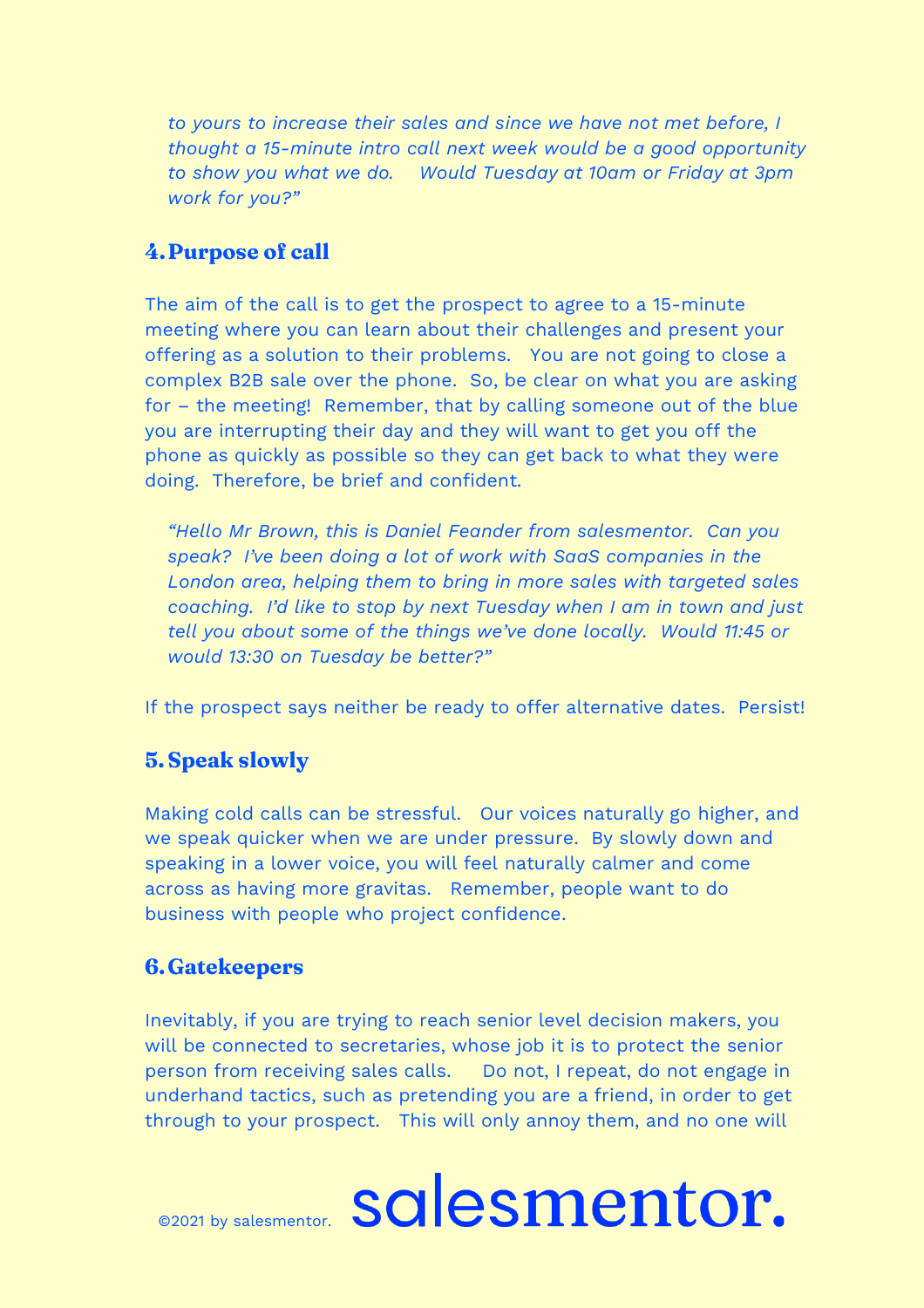*to yours to increase their sales and since we have not met before, I thought a 15-minute intro call next week would be a good opportunity to show you what we do. Would Tuesday at 10am or Friday at 3pm work for you?"*

## 4. Purpose of call

The aim of the call is to get the prospect to agree to a 15-minute meeting where you can learn about their challenges and present your offering as a solution to their problems. You are not going to close a complex B2B sale over the phone. So, be clear on what you are asking for – the meeting! Remember, that by calling someone out of the blue you are interrupting their day and they will want to get you off the phone as quickly as possible so they can get back to what they were doing. Therefore, be brief and confident.

> *"Hello Mr Brown, this is Daniel Feander from salesmentor. Can you speak? I've been doing a lot of work with SaaS companies in the London area, helping them to bring in more sales with targeted sales coaching. I'd like to stop by next Tuesday when I am in town and just tell you about some of the things we've done locally. Would 11:45 or would 13:30 on Tuesday be better?"*

If the prospect says neither be ready to offer alternative dates. Persist!

## 5. Speak slowly

Making cold calls can be stressful. Our voices naturally go higher, and we speak quicker when we are under pressure. By slowly down and speaking in a lower voice, you will feel naturally calmer and come across as having more gravitas. Remember, people want to do business with people who project confidence.

## 6. Gatekeepers

Inevitably, if you are trying to reach senior level decision makers, you will be connected to secretaries, whose job it is to protect the senior person from receiving sales calls. Do not, I repeat, do not engage in underhand tactics, such as pretending you are a friend, in order to get through to your prospect. This will only annoy them, and no one will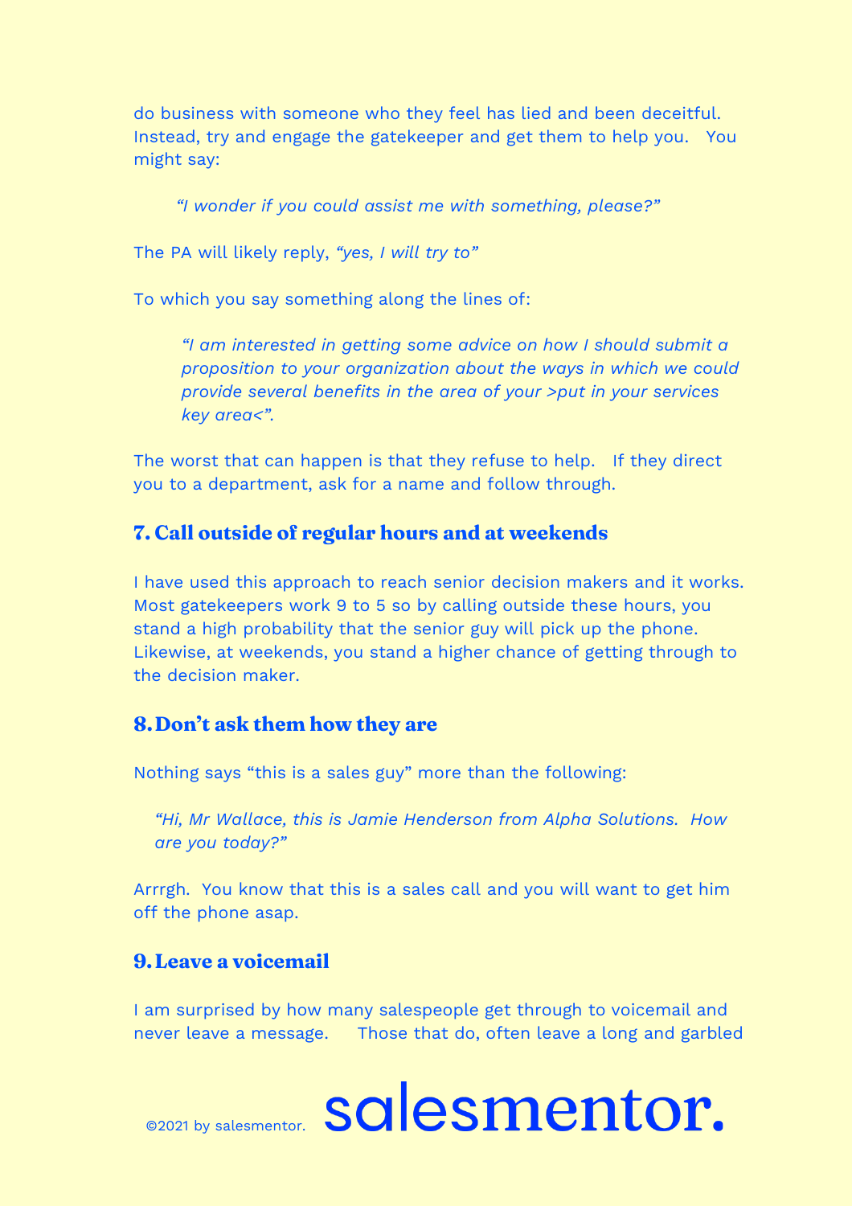do business with someone who they feel has lied and been deceitful. Instead, try and engage the gatekeeper and get them to help you. You might say:

> *"I wonder if you could assist me with something, please?"*

The PA will likely reply, *"yes, I will try to"*

To which you say something along the lines of:

> *"I am interested in getting some advice on how I should submit a proposition to your organization about the ways in which we could provide several benefits in the area of your >put in your services key area<".*

The worst that can happen is that they refuse to help. If they direct you to a department, ask for a name and follow through.

## 7. Call outside of regular hours and at weekends

I have used this approach to reach senior decision makers and it works. Most gatekeepers work 9 to 5 so by calling outside these hours, you stand a high probability that the senior guy will pick up the phone. Likewise, at weekends, you stand a higher chance of getting through to the decision maker.

## 8. Don't ask them how they are

Nothing says "this is a sales guy" more than the following:

> *"Hi, Mr Wallace, this is Jamie Henderson from Alpha Solutions. How are you today?"*

Arrrgh. You know that this is a sales call and you will want to get him off the phone asap.

## 9. Leave a voicemail

I am surprised by how many salespeople get through to voicemail and never leave a message. Those that do, often leave a long and garbled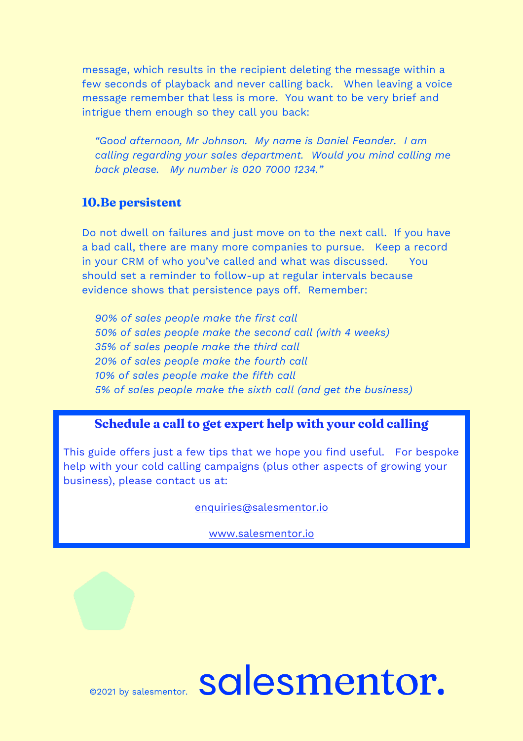message, which results in the recipient deleting the message within a few seconds of playback and never calling back. When leaving a voice message remember that less is more. You want to be very brief and intrigue them enough so they call you back:

> *"Good afternoon, Mr Johnson. My name is Daniel Feander. I am calling regarding your sales department. Would you mind calling me back please. My number is 020 7000 1234."*

## 10. Be persistent

Do not dwell on failures and just move on to the next call. If you have a bad call, there are many more companies to pursue. Keep a record in your CRM of who you've called and what was discussed. You should set a reminder to follow-up at regular intervals because evidence shows that persistence pays off. Remember:

*90% of sales people make the first call*
*50% of sales people make the second call (with 4 weeks)*
*35% of sales people make the third call*
*20% of sales people make the fourth call*
*10% of sales people make the fifth call*
*5% of sales people make the sixth call (and get the business)*

### Schedule a call to get expert help with your cold calling

This guide offers just a few tips that we hope you find useful. For bespoke help with your cold calling campaigns (plus other aspects of growing your business), please contact us at:

enquiries@salesmentor.io

www.salesmentor.io

©2021 by salesmentor. **salesmentor.**